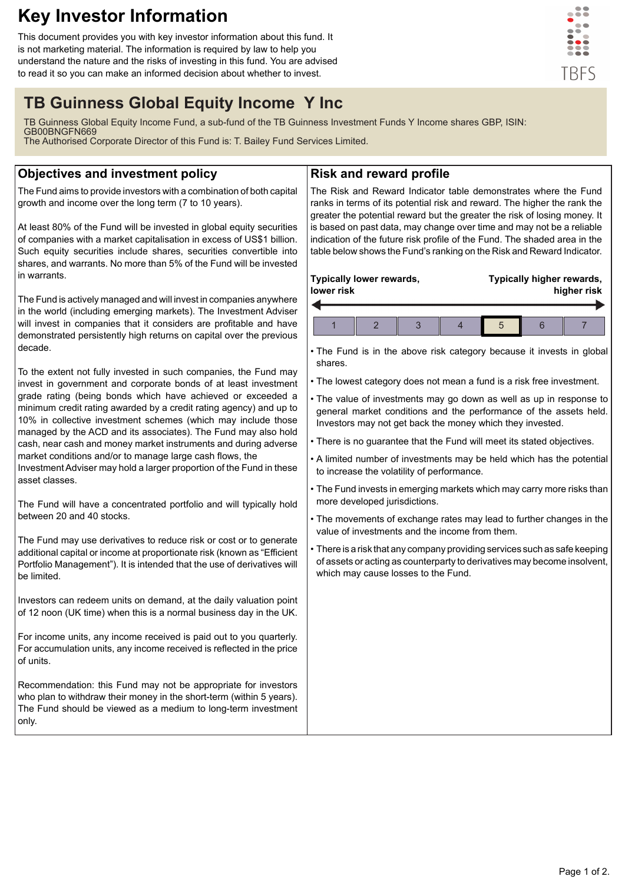# Key Investor Information

This document provides you with key investor information about this fund. It is not marketing material. The information is required by law to help you understand the nature and the risks of investing in this fund. You are advised to read it so you can make an informed decision about whether to invest.

TBFS

## TB Guinness Global Equity Income Y Inc

TB Guinness Global Equity Income Fund, a sub-fund of the TB Guinness Investment Funds Y Income shares GBP, ISIN: GB00BNGFN669
The Authorised Corporate Director of this Fund is: T. Bailey Fund Services Limited.

## Objectives and investment policy

The Fund aims to provide investors with a combination of both capital growth and income over the long term (7 to 10 years).

At least 80% of the Fund will be invested in global equity securities of companies with a market capitalisation in excess of US$1 billion. Such equity securities include shares, securities convertible into shares, and warrants. No more than 5% of the Fund will be invested in warrants.

The Fund is actively managed and will invest in companies anywhere in the world (including emerging markets). The Investment Adviser will invest in companies that it considers are profitable and have demonstrated persistently high returns on capital over the previous decade.

To the extent not fully invested in such companies, the Fund may invest in government and corporate bonds of at least investment grade rating (being bonds which have achieved or exceeded a minimum credit rating awarded by a credit rating agency) and up to 10% in collective investment schemes (which may include those managed by the ACD and its associates). The Fund may also hold cash, near cash and money market instruments and during adverse market conditions and/or to manage large cash flows, the Investment Adviser may hold a larger proportion of the Fund in these asset classes.

The Fund will have a concentrated portfolio and will typically hold between 20 and 40 stocks.

The Fund may use derivatives to reduce risk or cost or to generate additional capital or income at proportionate risk (known as "Efficient Portfolio Management"). It is intended that the use of derivatives will be limited.

Investors can redeem units on demand, at the daily valuation point of 12 noon (UK time) when this is a normal business day in the UK.

For income units, any income received is paid out to you quarterly. For accumulation units, any income received is reflected in the price of units.

Recommendation: this Fund may not be appropriate for investors who plan to withdraw their money in the short-term (within 5 years). The Fund should be viewed as a medium to long-term investment only.

## Risk and reward profile

The Risk and Reward Indicator table demonstrates where the Fund ranks in terms of its potential risk and reward. The higher the rank the greater the potential reward but the greater the risk of losing money. It is based on past data, may change over time and may not be a reliable indication of the future risk profile of the Fund. The shaded area in the table below shows the Fund's ranking on the Risk and Reward Indicator.

**Typically lower rewards, lower risk** — **Typically higher rewards, higher risk**

| 1 | 2 | 3 | 4 | **5** | 6 | 7 |
|---|---|---|---|---|---|---|

- The Fund is in the above risk category because it invests in global shares.
- The lowest category does not mean a fund is a risk free investment.
- The value of investments may go down as well as up in response to general market conditions and the performance of the assets held. Investors may not get back the money which they invested.
- There is no guarantee that the Fund will meet its stated objectives.
- A limited number of investments may be held which has the potential to increase the volatility of performance.
- The Fund invests in emerging markets which may carry more risks than more developed jurisdictions.
- The movements of exchange rates may lead to further changes in the value of investments and the income from them.
- There is a risk that any company providing services such as safe keeping of assets or acting as counterparty to derivatives may become insolvent, which may cause losses to the Fund.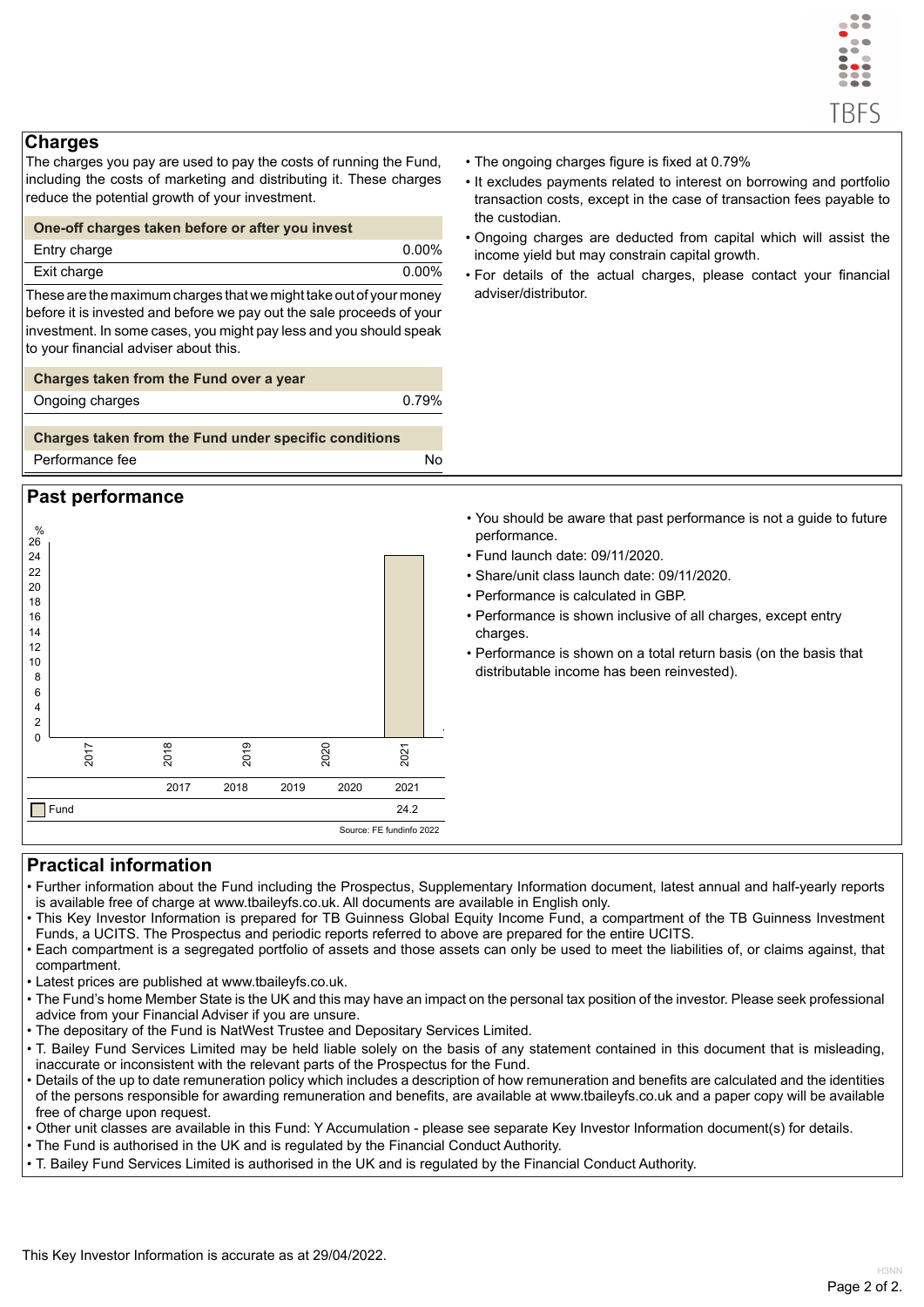## Charges

The charges you pay are used to pay the costs of running the Fund, including the costs of marketing and distributing it. These charges reduce the potential growth of your investment.

| One-off charges taken before or after you invest | |
|---|---|
| Entry charge | 0.00% |
| Exit charge | 0.00% |

These are the maximum charges that we might take out of your money before it is invested and before we pay out the sale proceeds of your investment. In some cases, you might pay less and you should speak to your financial adviser about this.

| Charges taken from the Fund over a year | |
|---|---|
| Ongoing charges | 0.79% |

| Charges taken from the Fund under specific conditions | |
|---|---|
| Performance fee | No |

- The ongoing charges figure is fixed at 0.79%
- It excludes payments related to interest on borrowing and portfolio transaction costs, except in the case of transaction fees payable to the custodian.
- Ongoing charges are deducted from capital which will assist the income yield but may constrain capital growth.
- For details of the actual charges, please contact your financial adviser/distributor.

## Past performance

%
26
24
22
20
18
16
14
12
10
8
6
4
2
0
2017 2018 2019 2020 2021

| | 2017 | 2018 | 2019 | 2020 | 2021 |
|---|---|---|---|---|---|
| Fund | | | | | 24.2 |

Source: FE fundinfo 2022

- You should be aware that past performance is not a guide to future performance.
- Fund launch date: 09/11/2020.
- Share/unit class launch date: 09/11/2020.
- Performance is calculated in GBP.
- Performance is shown inclusive of all charges, except entry charges.
- Performance is shown on a total return basis (on the basis that distributable income has been reinvested).

## Practical information

- Further information about the Fund including the Prospectus, Supplementary Information document, latest annual and half-yearly reports is available free of charge at www.tbaileyfs.co.uk. All documents are available in English only.
- This Key Investor Information is prepared for TB Guinness Global Equity Income Fund, a compartment of the TB Guinness Investment Funds, a UCITS. The Prospectus and periodic reports referred to above are prepared for the entire UCITS.
- Each compartment is a segregated portfolio of assets and those assets can only be used to meet the liabilities of, or claims against, that compartment.
- Latest prices are published at www.tbaileyfs.co.uk.
- The Fund's home Member State is the UK and this may have an impact on the personal tax position of the investor. Please seek professional advice from your Financial Adviser if you are unsure.
- The depositary of the Fund is NatWest Trustee and Depositary Services Limited.
- T. Bailey Fund Services Limited may be held liable solely on the basis of any statement contained in this document that is misleading, inaccurate or inconsistent with the relevant parts of the Prospectus for the Fund.
- Details of the up to date remuneration policy which includes a description of how remuneration and benefits are calculated and the identities of the persons responsible for awarding remuneration and benefits, are available at www.tbaileyfs.co.uk and a paper copy will be available free of charge upon request.
- Other unit classes are available in this Fund: Y Accumulation - please see separate Key Investor Information document(s) for details.
- The Fund is authorised in the UK and is regulated by the Financial Conduct Authority.
- T. Bailey Fund Services Limited is authorised in the UK and is regulated by the Financial Conduct Authority.

This Key Investor Information is accurate as at 29/04/2022.